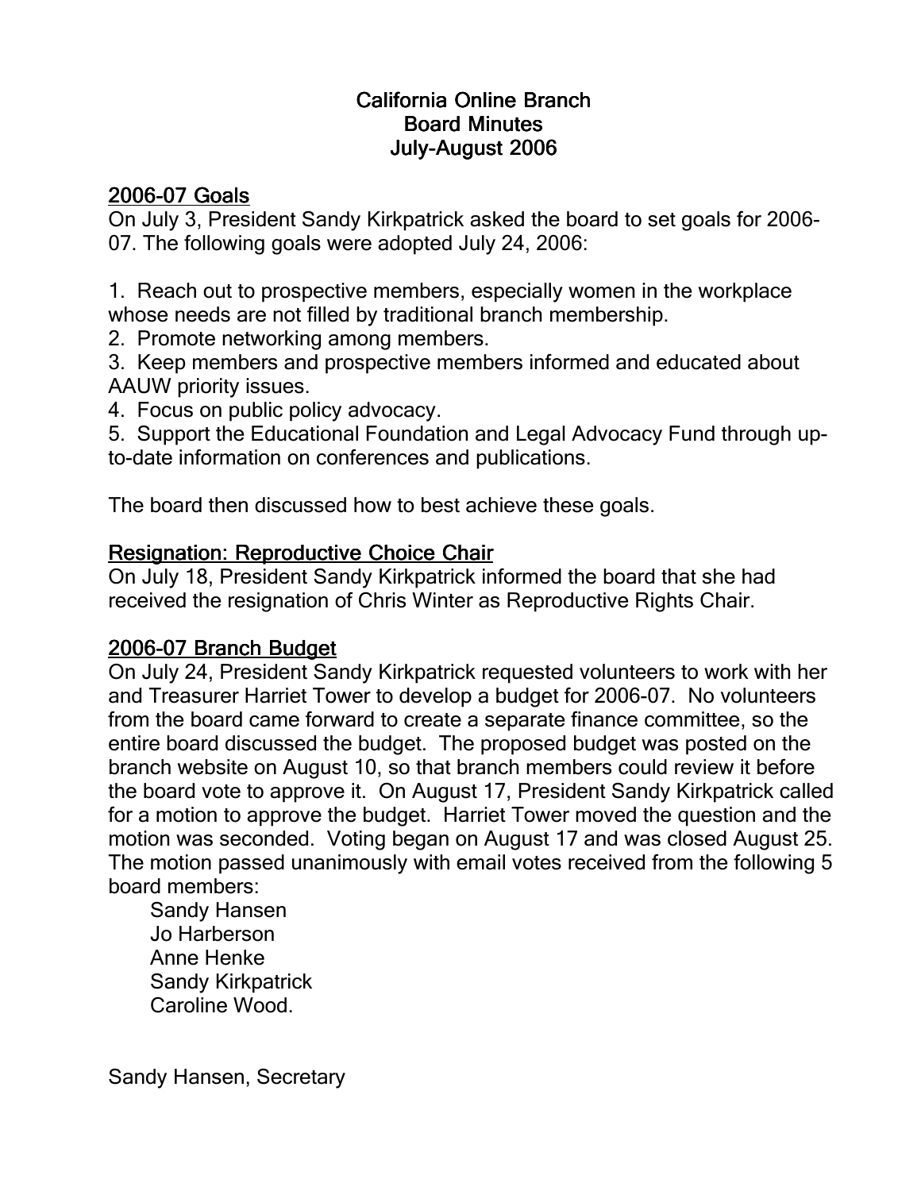# California Online Branch
# Board Minutes
# July-August 2006

## 2006-07 Goals

On July 3, President Sandy Kirkpatrick asked the board to set goals for 2006-07. The following goals were adopted July 24, 2006:

1. Reach out to prospective members, especially women in the workplace whose needs are not filled by traditional branch membership.
2. Promote networking among members.
3. Keep members and prospective members informed and educated about AAUW priority issues.
4. Focus on public policy advocacy.
5. Support the Educational Foundation and Legal Advocacy Fund through up-to-date information on conferences and publications.

The board then discussed how to best achieve these goals.

## Resignation: Reproductive Choice Chair

On July 18, President Sandy Kirkpatrick informed the board that she had received the resignation of Chris Winter as Reproductive Rights Chair.

## 2006-07 Branch Budget

On July 24, President Sandy Kirkpatrick requested volunteers to work with her and Treasurer Harriet Tower to develop a budget for 2006-07. No volunteers from the board came forward to create a separate finance committee, so the entire board discussed the budget. The proposed budget was posted on the branch website on August 10, so that branch members could review it before the board vote to approve it. On August 17, President Sandy Kirkpatrick called for a motion to approve the budget. Harriet Tower moved the question and the motion was seconded. Voting began on August 17 and was closed August 25. The motion passed unanimously with email votes received from the following 5 board members:

Sandy Hansen
Jo Harberson
Anne Henke
Sandy Kirkpatrick
Caroline Wood.

Sandy Hansen, Secretary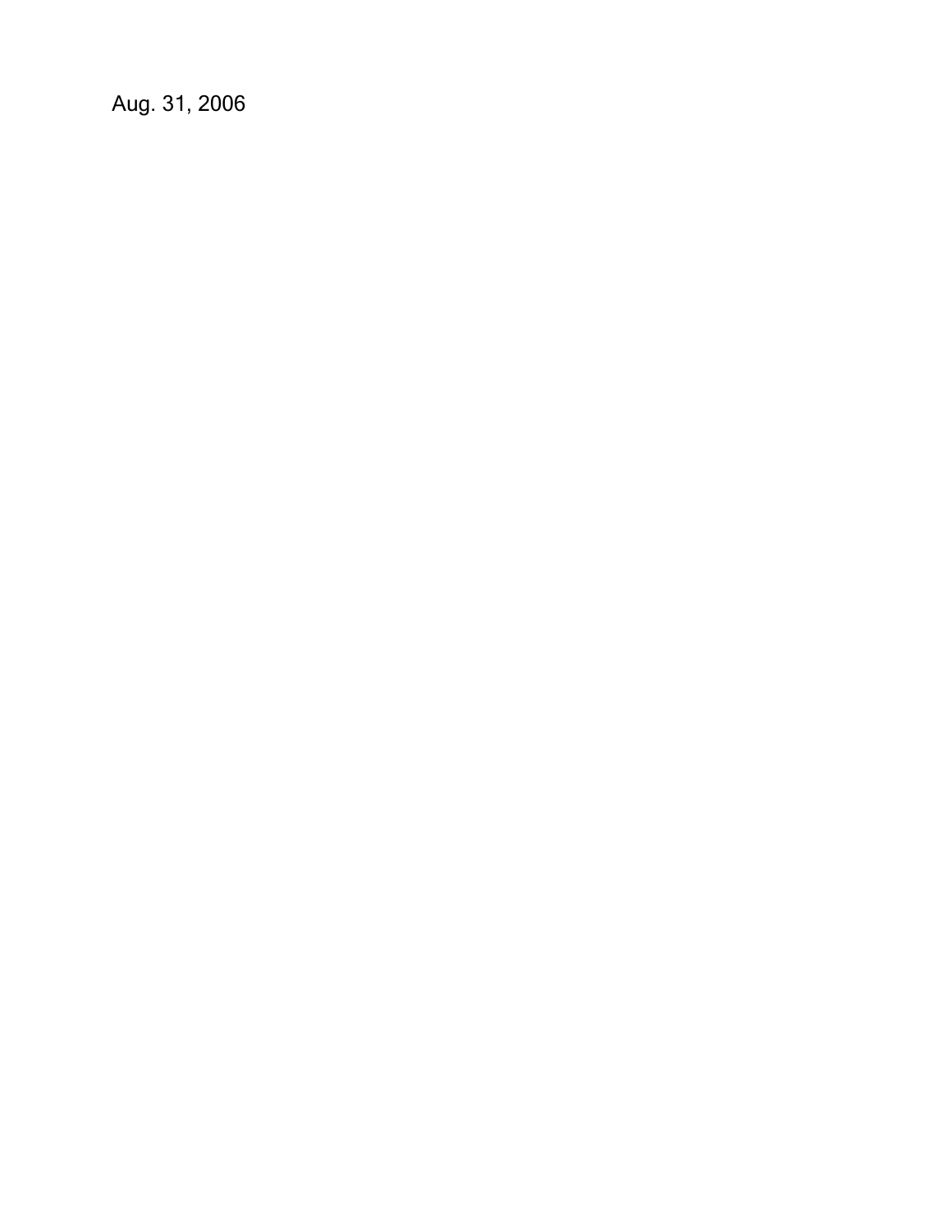Aug. 31, 2006